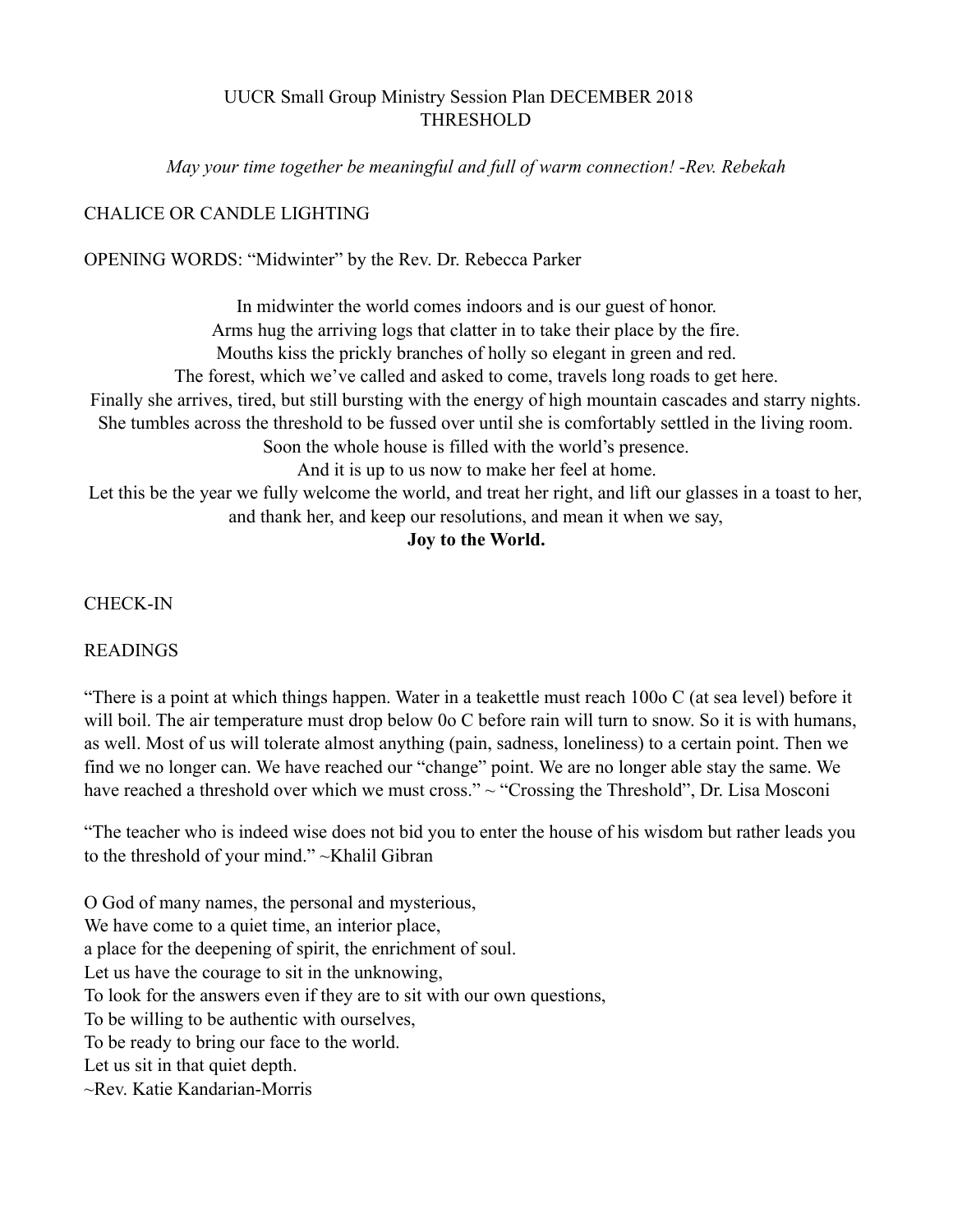# UUCR Small Group Ministry Session Plan DECEMBER 2018
## THRESHOLD

*May your time together be meaningful and full of warm connection! -Rev. Rebekah*

CHALICE OR CANDLE LIGHTING

OPENING WORDS: "Midwinter" by the Rev. Dr. Rebecca Parker

In midwinter the world comes indoors and is our guest of honor.
Arms hug the arriving logs that clatter in to take their place by the fire.
Mouths kiss the prickly branches of holly so elegant in green and red.
The forest, which we've called and asked to come, travels long roads to get here.
Finally she arrives, tired, but still bursting with the energy of high mountain cascades and starry nights.
She tumbles across the threshold to be fussed over until she is comfortably settled in the living room.
Soon the whole house is filled with the world's presence.
And it is up to us now to make her feel at home.
Let this be the year we fully welcome the world, and treat her right, and lift our glasses in a toast to her, and thank her, and keep our resolutions, and mean it when we say,
**Joy to the World.**

CHECK-IN

READINGS

"There is a point at which things happen. Water in a teakettle must reach 100o C (at sea level) before it will boil. The air temperature must drop below 0o C before rain will turn to snow. So it is with humans, as well. Most of us will tolerate almost anything (pain, sadness, loneliness) to a certain point. Then we find we no longer can. We have reached our "change" point. We are no longer able stay the same. We have reached a threshold over which we must cross." ~ "Crossing the Threshold", Dr. Lisa Mosconi

"The teacher who is indeed wise does not bid you to enter the house of his wisdom but rather leads you to the threshold of your mind." ~Khalil Gibran

O God of many names, the personal and mysterious,
We have come to a quiet time, an interior place,
a place for the deepening of spirit, the enrichment of soul.
Let us have the courage to sit in the unknowing,
To look for the answers even if they are to sit with our own questions,
To be willing to be authentic with ourselves,
To be ready to bring our face to the world.
Let us sit in that quiet depth.
~Rev. Katie Kandarian-Morris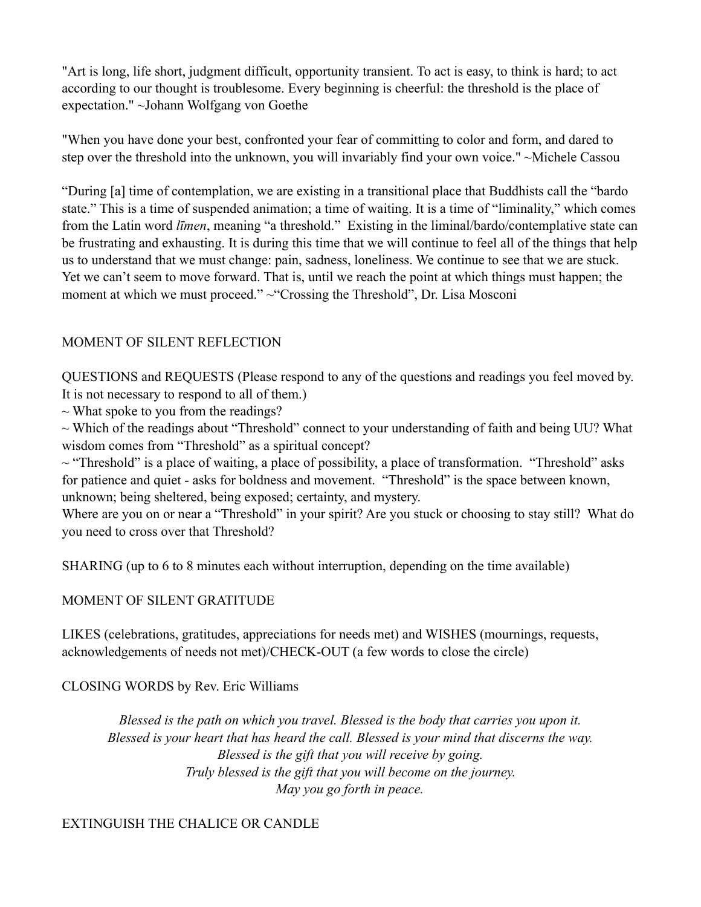"Art is long, life short, judgment difficult, opportunity transient. To act is easy, to think is hard; to act according to our thought is troublesome. Every beginning is cheerful: the threshold is the place of expectation." ~Johann Wolfgang von Goethe

"When you have done your best, confronted your fear of committing to color and form, and dared to step over the threshold into the unknown, you will invariably find your own voice." ~Michele Cassou

"During [a] time of contemplation, we are existing in a transitional place that Buddhists call the "bardo state." This is a time of suspended animation; a time of waiting. It is a time of "liminality," which comes from the Latin word *līmen*, meaning "a threshold." Existing in the liminal/bardo/contemplative state can be frustrating and exhausting. It is during this time that we will continue to feel all of the things that help us to understand that we must change: pain, sadness, loneliness. We continue to see that we are stuck. Yet we can't seem to move forward. That is, until we reach the point at which things must happen; the moment at which we must proceed." ~"Crossing the Threshold", Dr. Lisa Mosconi

MOMENT OF SILENT REFLECTION

QUESTIONS and REQUESTS (Please respond to any of the questions and readings you feel moved by. It is not necessary to respond to all of them.)

~ What spoke to you from the readings?

~ Which of the readings about "Threshold" connect to your understanding of faith and being UU? What wisdom comes from "Threshold" as a spiritual concept?

~ "Threshold" is a place of waiting, a place of possibility, a place of transformation. "Threshold" asks for patience and quiet - asks for boldness and movement. "Threshold" is the space between known, unknown; being sheltered, being exposed; certainty, and mystery.
Where are you on or near a "Threshold" in your spirit? Are you stuck or choosing to stay still? What do you need to cross over that Threshold?

SHARING (up to 6 to 8 minutes each without interruption, depending on the time available)

MOMENT OF SILENT GRATITUDE

LIKES (celebrations, gratitudes, appreciations for needs met) and WISHES (mournings, requests, acknowledgements of needs not met)/CHECK-OUT (a few words to close the circle)

CLOSING WORDS by Rev. Eric Williams

*Blessed is the path on which you travel. Blessed is the body that carries you upon it.*
*Blessed is your heart that has heard the call. Blessed is your mind that discerns the way.*
*Blessed is the gift that you will receive by going.*
*Truly blessed is the gift that you will become on the journey.*
*May you go forth in peace.*

EXTINGUISH THE CHALICE OR CANDLE